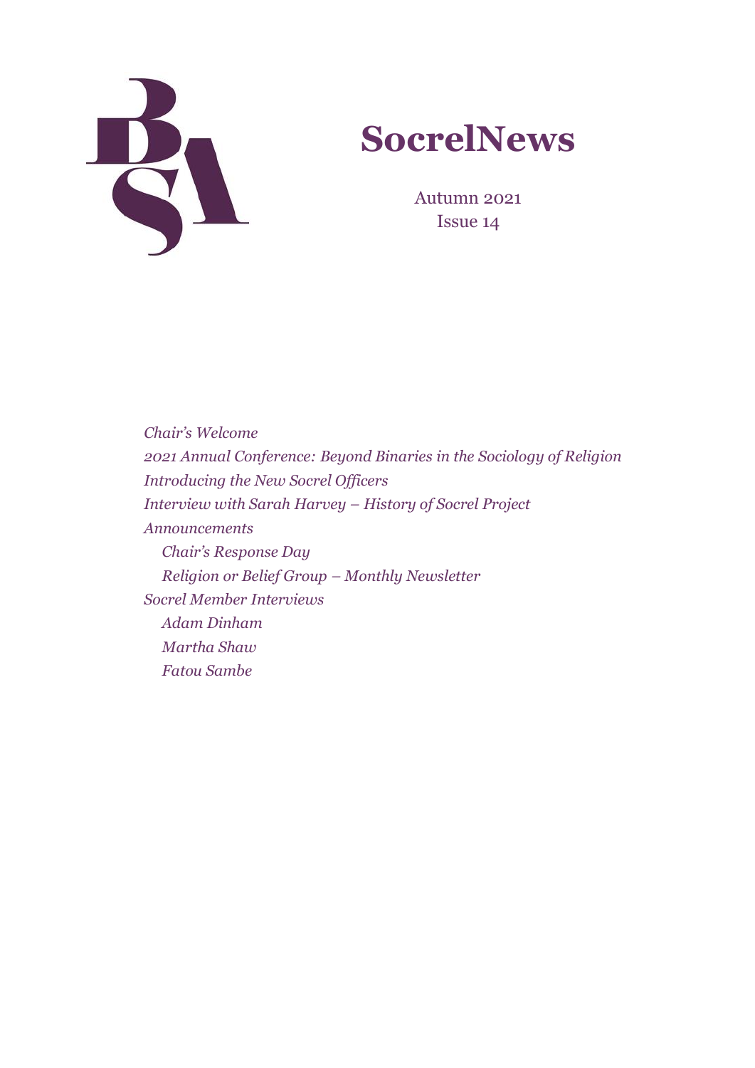# SocrelNews

Autumn 2021
Issue 14

*Chair's Welcome*

*2021 Annual Conference: Beyond Binaries in the Sociology of Religion*

*Introducing the New Socrel Officers*

*Interview with Sarah Harvey – History of Socrel Project*

*Announcements*

- *Chair's Response Day*
- *Religion or Belief Group – Monthly Newsletter*

*Socrel Member Interviews*

- *Adam Dinham*
- *Martha Shaw*
- *Fatou Sambe*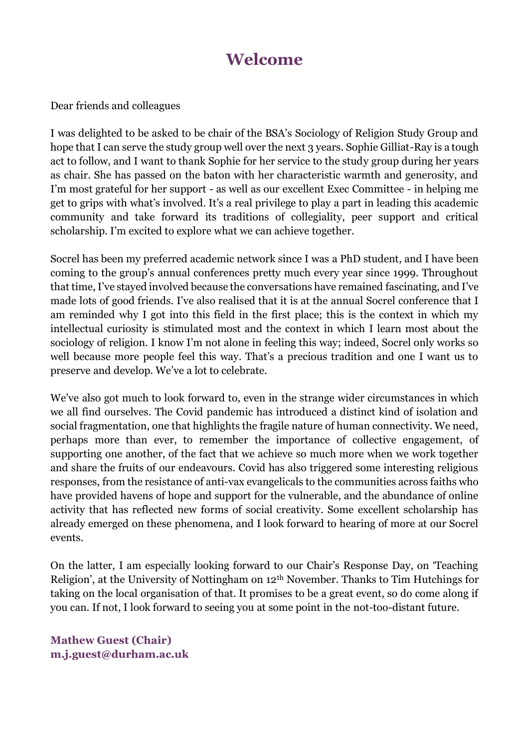# Welcome

Dear friends and colleagues

I was delighted to be asked to be chair of the BSA's Sociology of Religion Study Group and hope that I can serve the study group well over the next 3 years. Sophie Gilliat-Ray is a tough act to follow, and I want to thank Sophie for her service to the study group during her years as chair. She has passed on the baton with her characteristic warmth and generosity, and I'm most grateful for her support - as well as our excellent Exec Committee - in helping me get to grips with what's involved. It's a real privilege to play a part in leading this academic community and take forward its traditions of collegiality, peer support and critical scholarship. I'm excited to explore what we can achieve together.

Socrel has been my preferred academic network since I was a PhD student, and I have been coming to the group's annual conferences pretty much every year since 1999. Throughout that time, I've stayed involved because the conversations have remained fascinating, and I've made lots of good friends. I've also realised that it is at the annual Socrel conference that I am reminded why I got into this field in the first place; this is the context in which my intellectual curiosity is stimulated most and the context in which I learn most about the sociology of religion. I know I'm not alone in feeling this way; indeed, Socrel only works so well because more people feel this way. That's a precious tradition and one I want us to preserve and develop. We've a lot to celebrate.

We've also got much to look forward to, even in the strange wider circumstances in which we all find ourselves. The Covid pandemic has introduced a distinct kind of isolation and social fragmentation, one that highlights the fragile nature of human connectivity. We need, perhaps more than ever, to remember the importance of collective engagement, of supporting one another, of the fact that we achieve so much more when we work together and share the fruits of our endeavours. Covid has also triggered some interesting religious responses, from the resistance of anti-vax evangelicals to the communities across faiths who have provided havens of hope and support for the vulnerable, and the abundance of online activity that has reflected new forms of social creativity. Some excellent scholarship has already emerged on these phenomena, and I look forward to hearing of more at our Socrel events.

On the latter, I am especially looking forward to our Chair's Response Day, on 'Teaching Religion', at the University of Nottingham on 12th November. Thanks to Tim Hutchings for taking on the local organisation of that. It promises to be a great event, so do come along if you can. If not, I look forward to seeing you at some point in the not-too-distant future.

**Mathew Guest (Chair)**
**m.j.guest@durham.ac.uk**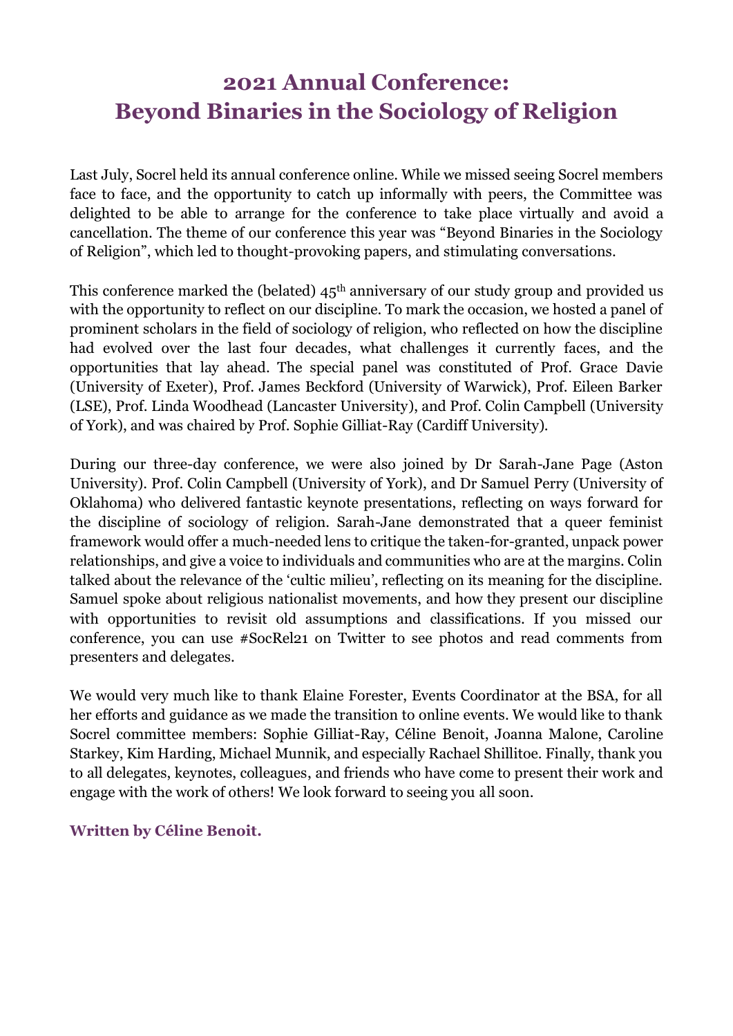# 2021 Annual Conference: Beyond Binaries in the Sociology of Religion

Last July, Socrel held its annual conference online. While we missed seeing Socrel members face to face, and the opportunity to catch up informally with peers, the Committee was delighted to be able to arrange for the conference to take place virtually and avoid a cancellation. The theme of our conference this year was "Beyond Binaries in the Sociology of Religion", which led to thought-provoking papers, and stimulating conversations.

This conference marked the (belated) 45th anniversary of our study group and provided us with the opportunity to reflect on our discipline. To mark the occasion, we hosted a panel of prominent scholars in the field of sociology of religion, who reflected on how the discipline had evolved over the last four decades, what challenges it currently faces, and the opportunities that lay ahead. The special panel was constituted of Prof. Grace Davie (University of Exeter), Prof. James Beckford (University of Warwick), Prof. Eileen Barker (LSE), Prof. Linda Woodhead (Lancaster University), and Prof. Colin Campbell (University of York), and was chaired by Prof. Sophie Gilliat-Ray (Cardiff University).

During our three-day conference, we were also joined by Dr Sarah-Jane Page (Aston University). Prof. Colin Campbell (University of York), and Dr Samuel Perry (University of Oklahoma) who delivered fantastic keynote presentations, reflecting on ways forward for the discipline of sociology of religion. Sarah-Jane demonstrated that a queer feminist framework would offer a much-needed lens to critique the taken-for-granted, unpack power relationships, and give a voice to individuals and communities who are at the margins. Colin talked about the relevance of the 'cultic milieu', reflecting on its meaning for the discipline. Samuel spoke about religious nationalist movements, and how they present our discipline with opportunities to revisit old assumptions and classifications. If you missed our conference, you can use #SocRel21 on Twitter to see photos and read comments from presenters and delegates.

We would very much like to thank Elaine Forester, Events Coordinator at the BSA, for all her efforts and guidance as we made the transition to online events. We would like to thank Socrel committee members: Sophie Gilliat-Ray, Céline Benoit, Joanna Malone, Caroline Starkey, Kim Harding, Michael Munnik, and especially Rachael Shillitoe. Finally, thank you to all delegates, keynotes, colleagues, and friends who have come to present their work and engage with the work of others! We look forward to seeing you all soon.

**Written by Céline Benoit.**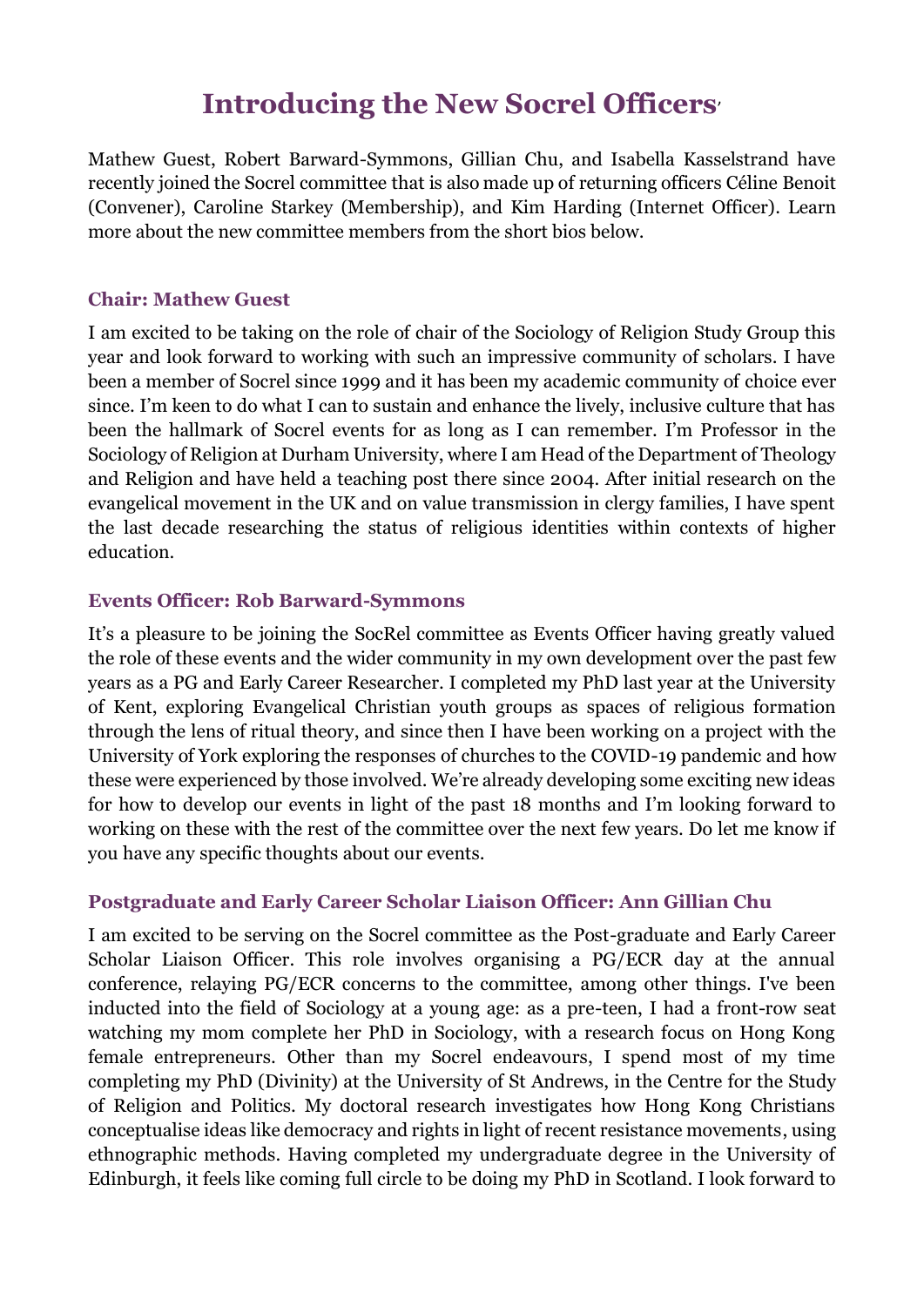# Introducing the New Socrel Officers

Mathew Guest, Robert Barward-Symmons, Gillian Chu, and Isabella Kasselstrand have recently joined the Socrel committee that is also made up of returning officers Céline Benoit (Convener), Caroline Starkey (Membership), and Kim Harding (Internet Officer). Learn more about the new committee members from the short bios below.

### Chair: Mathew Guest

I am excited to be taking on the role of chair of the Sociology of Religion Study Group this year and look forward to working with such an impressive community of scholars. I have been a member of Socrel since 1999 and it has been my academic community of choice ever since. I'm keen to do what I can to sustain and enhance the lively, inclusive culture that has been the hallmark of Socrel events for as long as I can remember. I'm Professor in the Sociology of Religion at Durham University, where I am Head of the Department of Theology and Religion and have held a teaching post there since 2004. After initial research on the evangelical movement in the UK and on value transmission in clergy families, I have spent the last decade researching the status of religious identities within contexts of higher education.

### Events Officer: Rob Barward-Symmons

It's a pleasure to be joining the SocRel committee as Events Officer having greatly valued the role of these events and the wider community in my own development over the past few years as a PG and Early Career Researcher. I completed my PhD last year at the University of Kent, exploring Evangelical Christian youth groups as spaces of religious formation through the lens of ritual theory, and since then I have been working on a project with the University of York exploring the responses of churches to the COVID-19 pandemic and how these were experienced by those involved. We're already developing some exciting new ideas for how to develop our events in light of the past 18 months and I'm looking forward to working on these with the rest of the committee over the next few years. Do let me know if you have any specific thoughts about our events.

### Postgraduate and Early Career Scholar Liaison Officer: Ann Gillian Chu

I am excited to be serving on the Socrel committee as the Post-graduate and Early Career Scholar Liaison Officer. This role involves organising a PG/ECR day at the annual conference, relaying PG/ECR concerns to the committee, among other things. I've been inducted into the field of Sociology at a young age: as a pre-teen, I had a front-row seat watching my mom complete her PhD in Sociology, with a research focus on Hong Kong female entrepreneurs. Other than my Socrel endeavours, I spend most of my time completing my PhD (Divinity) at the University of St Andrews, in the Centre for the Study of Religion and Politics. My doctoral research investigates how Hong Kong Christians conceptualise ideas like democracy and rights in light of recent resistance movements, using ethnographic methods. Having completed my undergraduate degree in the University of Edinburgh, it feels like coming full circle to be doing my PhD in Scotland. I look forward to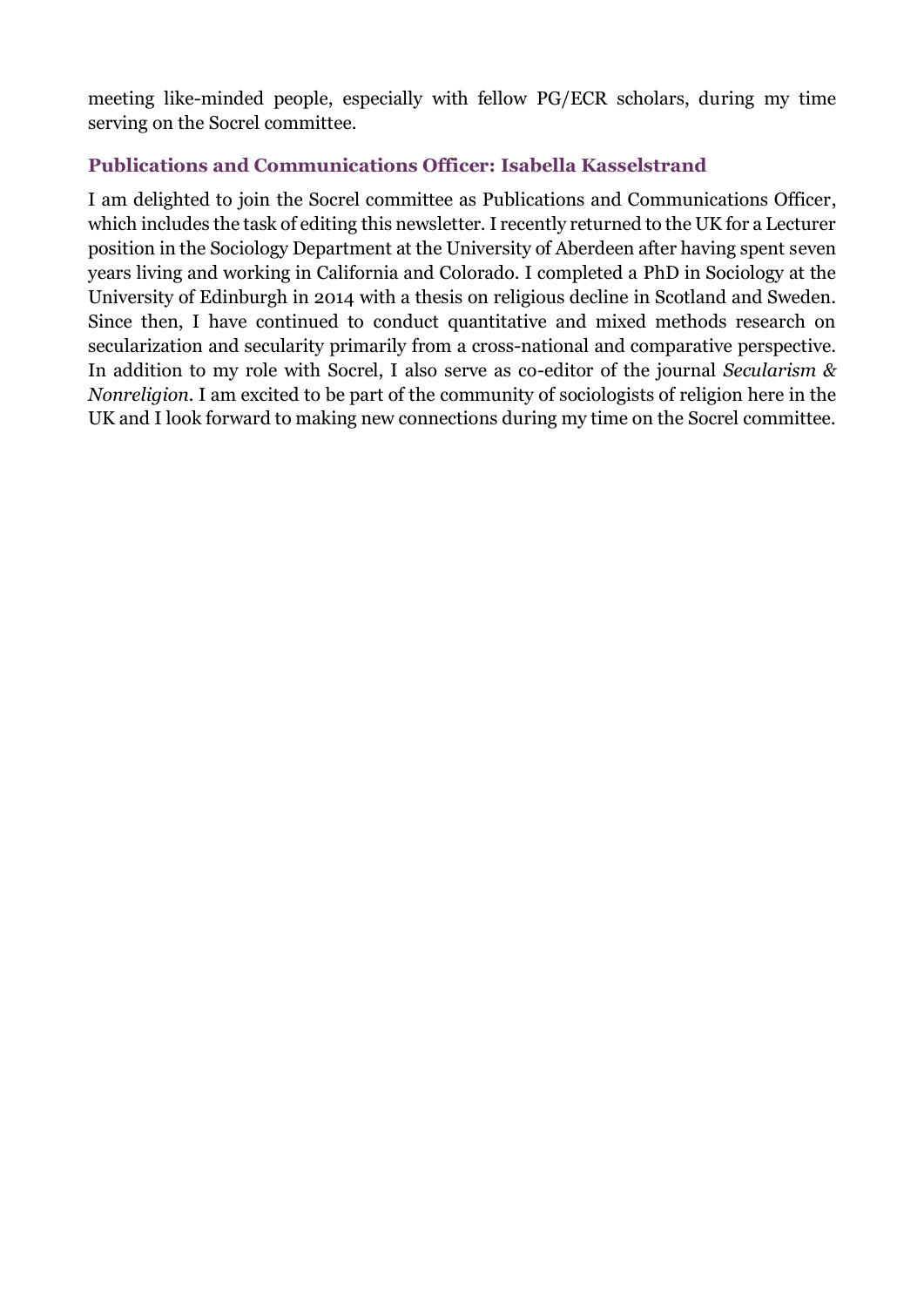meeting like-minded people, especially with fellow PG/ECR scholars, during my time serving on the Socrel committee.

### Publications and Communications Officer: Isabella Kasselstrand

I am delighted to join the Socrel committee as Publications and Communications Officer, which includes the task of editing this newsletter. I recently returned to the UK for a Lecturer position in the Sociology Department at the University of Aberdeen after having spent seven years living and working in California and Colorado. I completed a PhD in Sociology at the University of Edinburgh in 2014 with a thesis on religious decline in Scotland and Sweden. Since then, I have continued to conduct quantitative and mixed methods research on secularization and secularity primarily from a cross-national and comparative perspective. In addition to my role with Socrel, I also serve as co-editor of the journal *Secularism & Nonreligion*. I am excited to be part of the community of sociologists of religion here in the UK and I look forward to making new connections during my time on the Socrel committee.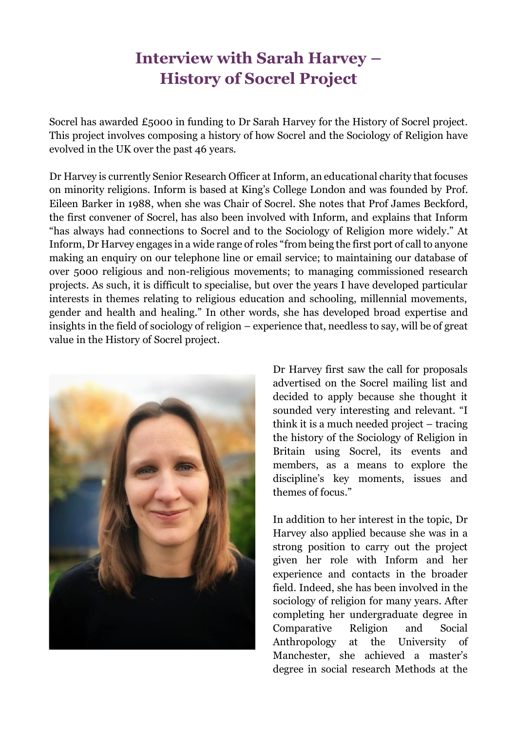# Interview with Sarah Harvey – History of Socrel Project

Socrel has awarded £5000 in funding to Dr Sarah Harvey for the History of Socrel project. This project involves composing a history of how Socrel and the Sociology of Religion have evolved in the UK over the past 46 years.

Dr Harvey is currently Senior Research Officer at Inform, an educational charity that focuses on minority religions. Inform is based at King's College London and was founded by Prof. Eileen Barker in 1988, when she was Chair of Socrel. She notes that Prof James Beckford, the first convener of Socrel, has also been involved with Inform, and explains that Inform "has always had connections to Socrel and to the Sociology of Religion more widely." At Inform, Dr Harvey engages in a wide range of roles "from being the first port of call to anyone making an enquiry on our telephone line or email service; to maintaining our database of over 5000 religious and non-religious movements; to managing commissioned research projects. As such, it is difficult to specialise, but over the years I have developed particular interests in themes relating to religious education and schooling, millennial movements, gender and health and healing." In other words, she has developed broad expertise and insights in the field of sociology of religion – experience that, needless to say, will be of great value in the History of Socrel project.

Dr Harvey first saw the call for proposals advertised on the Socrel mailing list and decided to apply because she thought it sounded very interesting and relevant. "I think it is a much needed project – tracing the history of the Sociology of Religion in Britain using Socrel, its events and members, as a means to explore the discipline's key moments, issues and themes of focus."

In addition to her interest in the topic, Dr Harvey also applied because she was in a strong position to carry out the project given her role with Inform and her experience and contacts in the broader field. Indeed, she has been involved in the sociology of religion for many years. After completing her undergraduate degree in Comparative Religion and Social Anthropology at the University of Manchester, she achieved a master's degree in social research Methods at the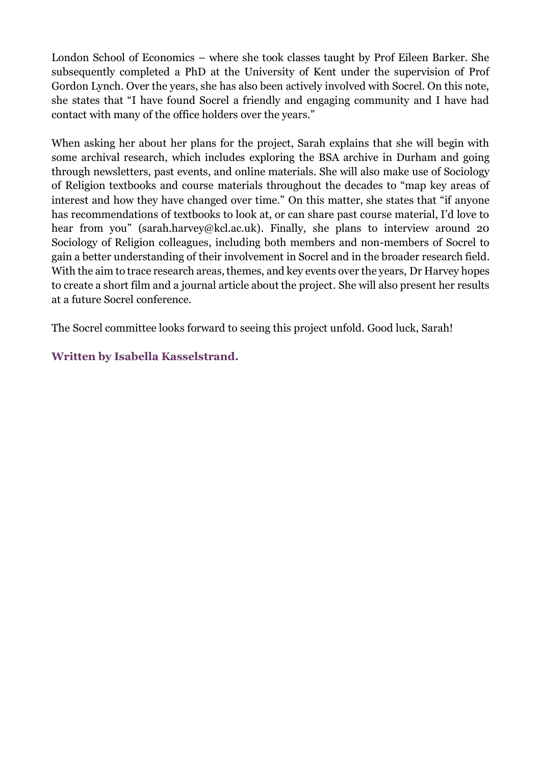London School of Economics – where she took classes taught by Prof Eileen Barker. She subsequently completed a PhD at the University of Kent under the supervision of Prof Gordon Lynch. Over the years, she has also been actively involved with Socrel. On this note, she states that "I have found Socrel a friendly and engaging community and I have had contact with many of the office holders over the years."

When asking her about her plans for the project, Sarah explains that she will begin with some archival research, which includes exploring the BSA archive in Durham and going through newsletters, past events, and online materials. She will also make use of Sociology of Religion textbooks and course materials throughout the decades to "map key areas of interest and how they have changed over time." On this matter, she states that "if anyone has recommendations of textbooks to look at, or can share past course material, I'd love to hear from you" (sarah.harvey@kcl.ac.uk). Finally, she plans to interview around 20 Sociology of Religion colleagues, including both members and non-members of Socrel to gain a better understanding of their involvement in Socrel and in the broader research field. With the aim to trace research areas, themes, and key events over the years, Dr Harvey hopes to create a short film and a journal article about the project. She will also present her results at a future Socrel conference.

The Socrel committee looks forward to seeing this project unfold. Good luck, Sarah!

**Written by Isabella Kasselstrand.**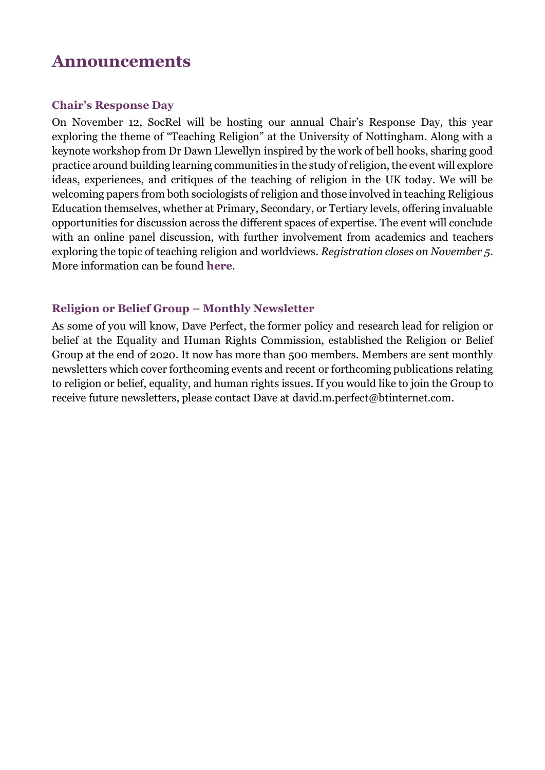# Announcements

### Chair's Response Day

On November 12, SocRel will be hosting our annual Chair's Response Day, this year exploring the theme of "Teaching Religion" at the University of Nottingham. Along with a keynote workshop from Dr Dawn Llewellyn inspired by the work of bell hooks, sharing good practice around building learning communities in the study of religion, the event will explore ideas, experiences, and critiques of the teaching of religion in the UK today. We will be welcoming papers from both sociologists of religion and those involved in teaching Religious Education themselves, whether at Primary, Secondary, or Tertiary levels, offering invaluable opportunities for discussion across the different spaces of expertise. The event will conclude with an online panel discussion, with further involvement from academics and teachers exploring the topic of teaching religion and worldviews. *Registration closes on November 5*. More information can be found **here**.

### Religion or Belief Group – Monthly Newsletter

As some of you will know, Dave Perfect, the former policy and research lead for religion or belief at the Equality and Human Rights Commission, established the Religion or Belief Group at the end of 2020. It now has more than 500 members. Members are sent monthly newsletters which cover forthcoming events and recent or forthcoming publications relating to religion or belief, equality, and human rights issues. If you would like to join the Group to receive future newsletters, please contact Dave at david.m.perfect@btinternet.com.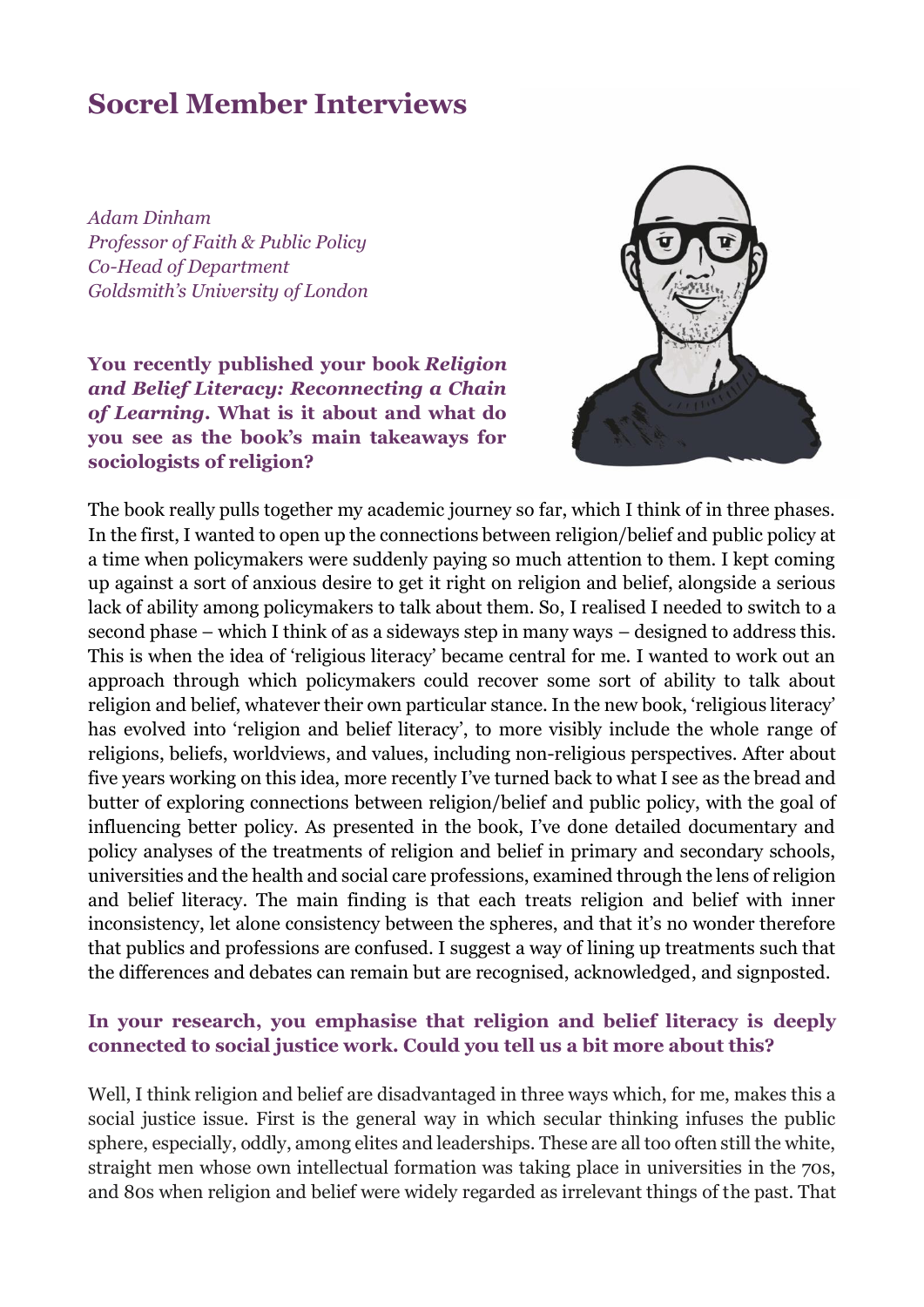# Socrel Member Interviews

*Adam Dinham*
*Professor of Faith & Public Policy*
*Co-Head of Department*
*Goldsmith's University of London*

**You recently published your book *Religion and Belief Literacy: Reconnecting a Chain of Learning*. What is it about and what do you see as the book's main takeaways for sociologists of religion?**

The book really pulls together my academic journey so far, which I think of in three phases. In the first, I wanted to open up the connections between religion/belief and public policy at a time when policymakers were suddenly paying so much attention to them. I kept coming up against a sort of anxious desire to get it right on religion and belief, alongside a serious lack of ability among policymakers to talk about them. So, I realised I needed to switch to a second phase – which I think of as a sideways step in many ways – designed to address this. This is when the idea of 'religious literacy' became central for me. I wanted to work out an approach through which policymakers could recover some sort of ability to talk about religion and belief, whatever their own particular stance. In the new book, 'religious literacy' has evolved into 'religion and belief literacy', to more visibly include the whole range of religions, beliefs, worldviews, and values, including non-religious perspectives. After about five years working on this idea, more recently I've turned back to what I see as the bread and butter of exploring connections between religion/belief and public policy, with the goal of influencing better policy. As presented in the book, I've done detailed documentary and policy analyses of the treatments of religion and belief in primary and secondary schools, universities and the health and social care professions, examined through the lens of religion and belief literacy. The main finding is that each treats religion and belief with inner inconsistency, let alone consistency between the spheres, and that it's no wonder therefore that publics and professions are confused. I suggest a way of lining up treatments such that the differences and debates can remain but are recognised, acknowledged, and signposted.

**In your research, you emphasise that religion and belief literacy is deeply connected to social justice work. Could you tell us a bit more about this?**

Well, I think religion and belief are disadvantaged in three ways which, for me, makes this a social justice issue. First is the general way in which secular thinking infuses the public sphere, especially, oddly, among elites and leaderships. These are all too often still the white, straight men whose own intellectual formation was taking place in universities in the 70s, and 80s when religion and belief were widely regarded as irrelevant things of the past. That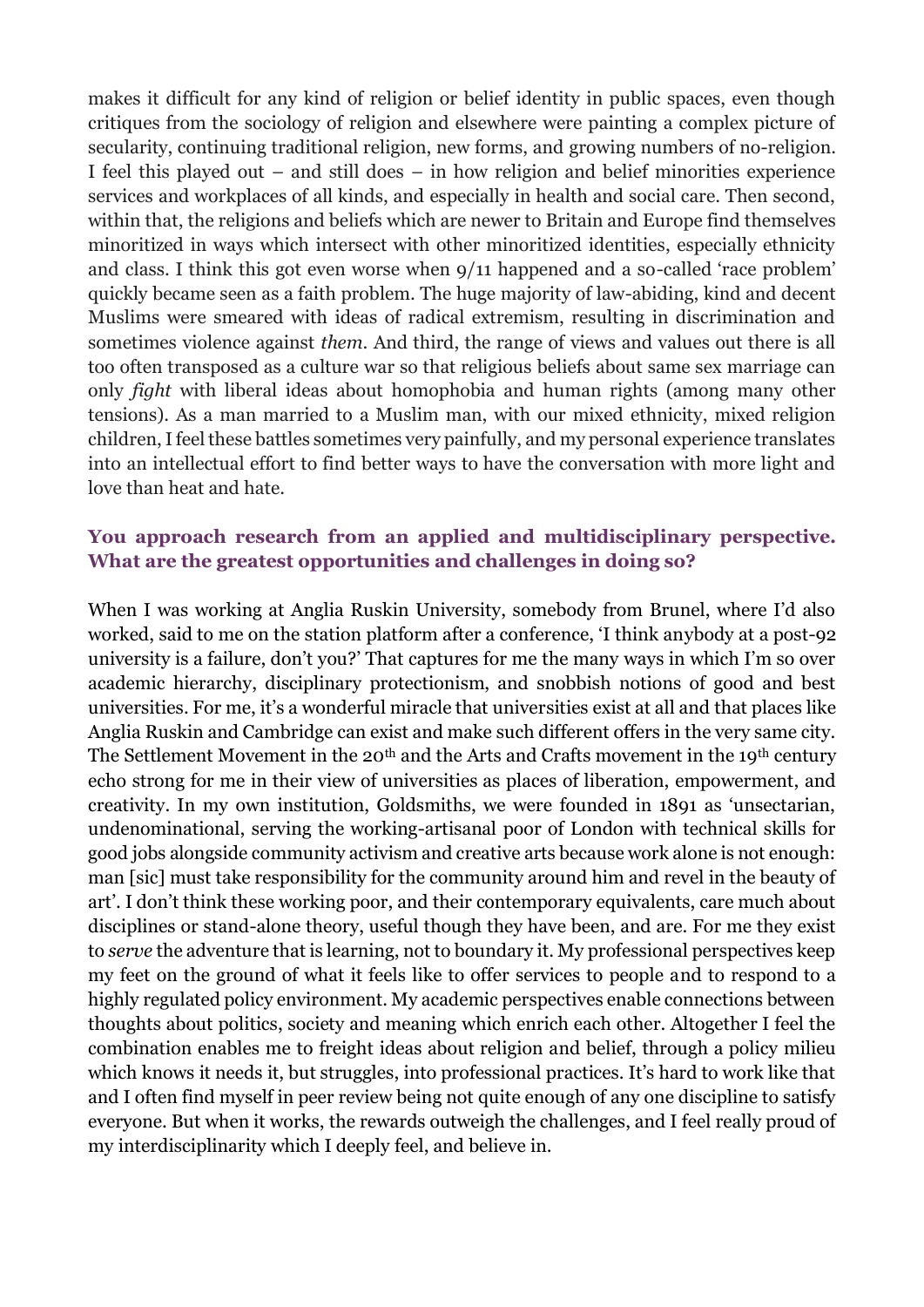makes it difficult for any kind of religion or belief identity in public spaces, even though critiques from the sociology of religion and elsewhere were painting a complex picture of secularity, continuing traditional religion, new forms, and growing numbers of no-religion. I feel this played out – and still does – in how religion and belief minorities experience services and workplaces of all kinds, and especially in health and social care. Then second, within that, the religions and beliefs which are newer to Britain and Europe find themselves minoritized in ways which intersect with other minoritized identities, especially ethnicity and class. I think this got even worse when 9/11 happened and a so-called 'race problem' quickly became seen as a faith problem. The huge majority of law-abiding, kind and decent Muslims were smeared with ideas of radical extremism, resulting in discrimination and sometimes violence against *them*. And third, the range of views and values out there is all too often transposed as a culture war so that religious beliefs about same sex marriage can only *fight* with liberal ideas about homophobia and human rights (among many other tensions). As a man married to a Muslim man, with our mixed ethnicity, mixed religion children, I feel these battles sometimes very painfully, and my personal experience translates into an intellectual effort to find better ways to have the conversation with more light and love than heat and hate.

**You approach research from an applied and multidisciplinary perspective. What are the greatest opportunities and challenges in doing so?**

When I was working at Anglia Ruskin University, somebody from Brunel, where I'd also worked, said to me on the station platform after a conference, 'I think anybody at a post-92 university is a failure, don't you?' That captures for me the many ways in which I'm so over academic hierarchy, disciplinary protectionism, and snobbish notions of good and best universities. For me, it's a wonderful miracle that universities exist at all and that places like Anglia Ruskin and Cambridge can exist and make such different offers in the very same city. The Settlement Movement in the 20th and the Arts and Crafts movement in the 19th century echo strong for me in their view of universities as places of liberation, empowerment, and creativity. In my own institution, Goldsmiths, we were founded in 1891 as 'unsectarian, undenominational, serving the working-artisanal poor of London with technical skills for good jobs alongside community activism and creative arts because work alone is not enough: man [sic] must take responsibility for the community around him and revel in the beauty of art'. I don't think these working poor, and their contemporary equivalents, care much about disciplines or stand-alone theory, useful though they have been, and are. For me they exist to *serve* the adventure that is learning, not to boundary it. My professional perspectives keep my feet on the ground of what it feels like to offer services to people and to respond to a highly regulated policy environment. My academic perspectives enable connections between thoughts about politics, society and meaning which enrich each other. Altogether I feel the combination enables me to freight ideas about religion and belief, through a policy milieu which knows it needs it, but struggles, into professional practices. It's hard to work like that and I often find myself in peer review being not quite enough of any one discipline to satisfy everyone. But when it works, the rewards outweigh the challenges, and I feel really proud of my interdisciplinarity which I deeply feel, and believe in.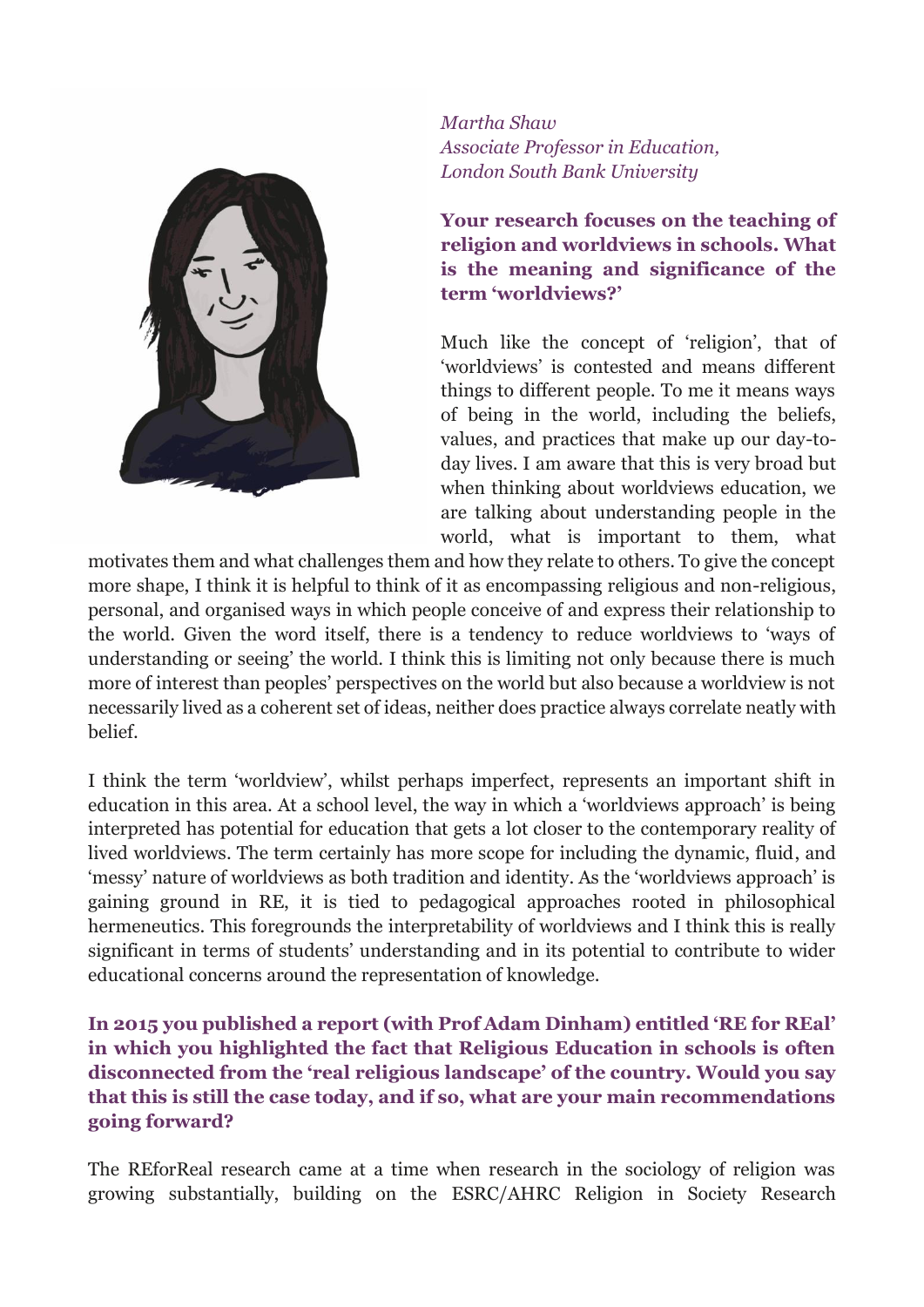*Martha Shaw*
*Associate Professor in Education, London South Bank University*

**Your research focuses on the teaching of religion and worldviews in schools. What is the meaning and significance of the term 'worldviews?'**

Much like the concept of 'religion', that of 'worldviews' is contested and means different things to different people. To me it means ways of being in the world, including the beliefs, values, and practices that make up our day-to-day lives. I am aware that this is very broad but when thinking about worldviews education, we are talking about understanding people in the world, what is important to them, what motivates them and what challenges them and how they relate to others. To give the concept more shape, I think it is helpful to think of it as encompassing religious and non-religious, personal, and organised ways in which people conceive of and express their relationship to the world. Given the word itself, there is a tendency to reduce worldviews to 'ways of understanding or seeing' the world. I think this is limiting not only because there is much more of interest than peoples' perspectives on the world but also because a worldview is not necessarily lived as a coherent set of ideas, neither does practice always correlate neatly with belief.

I think the term 'worldview', whilst perhaps imperfect, represents an important shift in education in this area. At a school level, the way in which a 'worldviews approach' is being interpreted has potential for education that gets a lot closer to the contemporary reality of lived worldviews. The term certainly has more scope for including the dynamic, fluid, and 'messy' nature of worldviews as both tradition and identity. As the 'worldviews approach' is gaining ground in RE, it is tied to pedagogical approaches rooted in philosophical hermeneutics. This foregrounds the interpretability of worldviews and I think this is really significant in terms of students' understanding and in its potential to contribute to wider educational concerns around the representation of knowledge.

**In 2015 you published a report (with Prof Adam Dinham) entitled 'RE for REal' in which you highlighted the fact that Religious Education in schools is often disconnected from the 'real religious landscape' of the country. Would you say that this is still the case today, and if so, what are your main recommendations going forward?**

The REforReal research came at a time when research in the sociology of religion was growing substantially, building on the ESRC/AHRC Religion in Society Research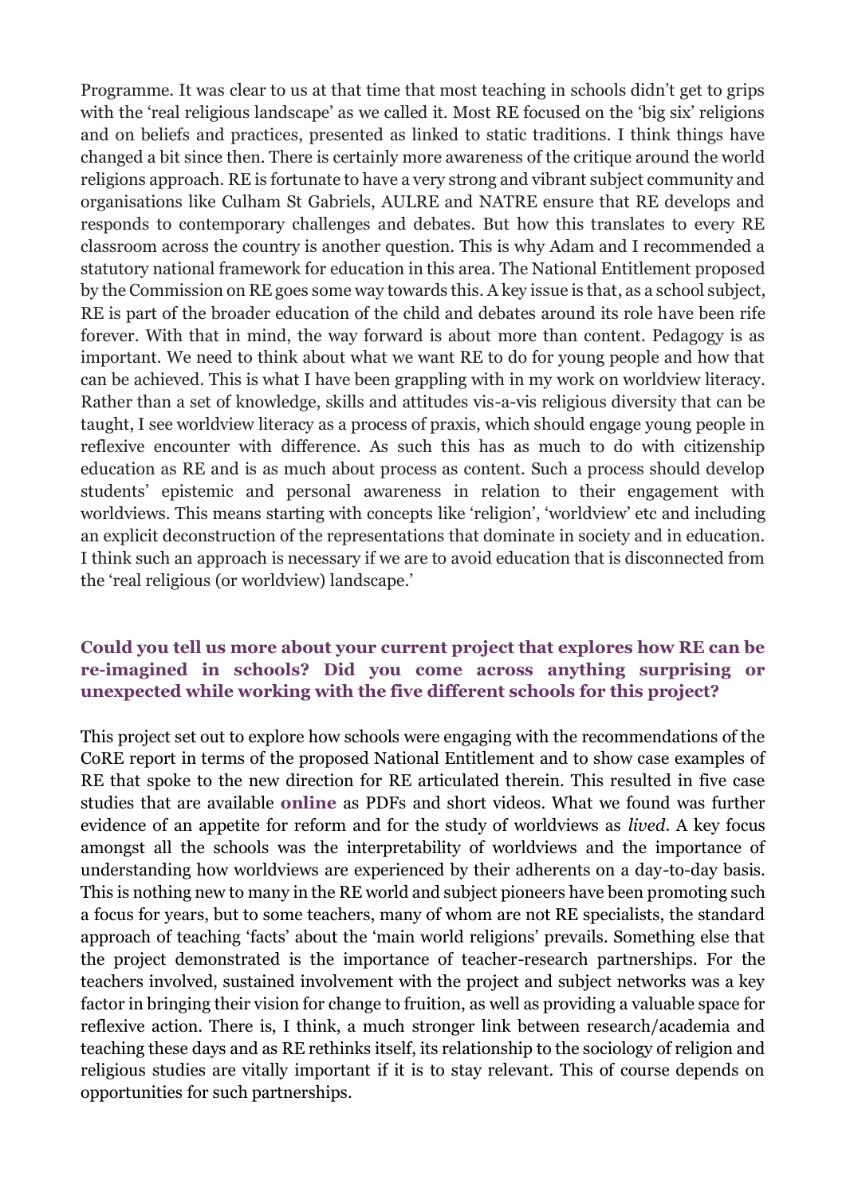Programme. It was clear to us at that time that most teaching in schools didn't get to grips with the 'real religious landscape' as we called it. Most RE focused on the 'big six' religions and on beliefs and practices, presented as linked to static traditions. I think things have changed a bit since then. There is certainly more awareness of the critique around the world religions approach. RE is fortunate to have a very strong and vibrant subject community and organisations like Culham St Gabriels, AULRE and NATRE ensure that RE develops and responds to contemporary challenges and debates. But how this translates to every RE classroom across the country is another question. This is why Adam and I recommended a statutory national framework for education in this area. The National Entitlement proposed by the Commission on RE goes some way towards this. A key issue is that, as a school subject, RE is part of the broader education of the child and debates around its role have been rife forever. With that in mind, the way forward is about more than content. Pedagogy is as important. We need to think about what we want RE to do for young people and how that can be achieved. This is what I have been grappling with in my work on worldview literacy. Rather than a set of knowledge, skills and attitudes vis-a-vis religious diversity that can be taught, I see worldview literacy as a process of praxis, which should engage young people in reflexive encounter with difference. As such this has as much to do with citizenship education as RE and is as much about process as content. Such a process should develop students' epistemic and personal awareness in relation to their engagement with worldviews. This means starting with concepts like 'religion', 'worldview' etc and including an explicit deconstruction of the representations that dominate in society and in education. I think such an approach is necessary if we are to avoid education that is disconnected from the 'real religious (or worldview) landscape.'

### Could you tell us more about your current project that explores how RE can be re-imagined in schools? Did you come across anything surprising or unexpected while working with the five different schools for this project?

This project set out to explore how schools were engaging with the recommendations of the CoRE report in terms of the proposed National Entitlement and to show case examples of RE that spoke to the new direction for RE articulated therein. This resulted in five case studies that are available **online** as PDFs and short videos. What we found was further evidence of an appetite for reform and for the study of worldviews as *lived*. A key focus amongst all the schools was the interpretability of worldviews and the importance of understanding how worldviews are experienced by their adherents on a day-to-day basis. This is nothing new to many in the RE world and subject pioneers have been promoting such a focus for years, but to some teachers, many of whom are not RE specialists, the standard approach of teaching 'facts' about the 'main world religions' prevails. Something else that the project demonstrated is the importance of teacher-research partnerships. For the teachers involved, sustained involvement with the project and subject networks was a key factor in bringing their vision for change to fruition, as well as providing a valuable space for reflexive action. There is, I think, a much stronger link between research/academia and teaching these days and as RE rethinks itself, its relationship to the sociology of religion and religious studies are vitally important if it is to stay relevant. This of course depends on opportunities for such partnerships.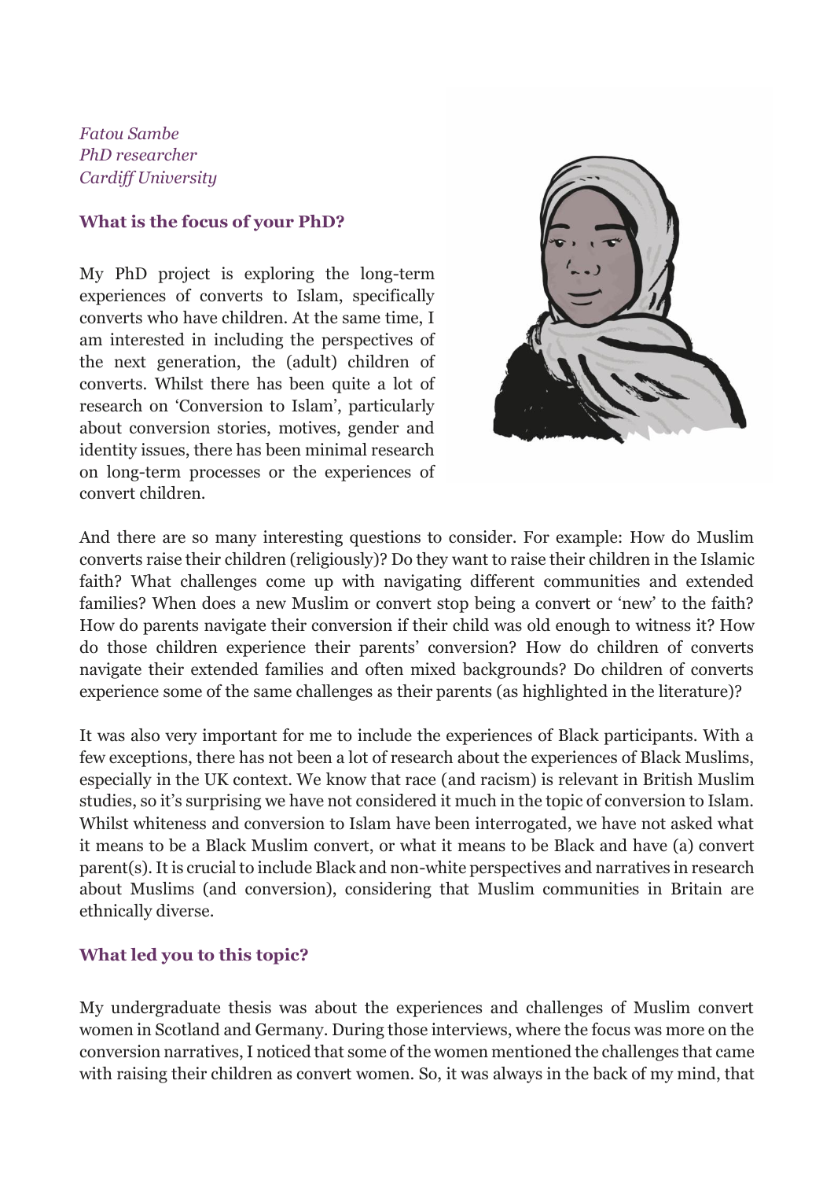*Fatou Sambe*
*PhD researcher*
*Cardiff University*

## What is the focus of your PhD?

My PhD project is exploring the long-term experiences of converts to Islam, specifically converts who have children. At the same time, I am interested in including the perspectives of the next generation, the (adult) children of converts. Whilst there has been quite a lot of research on 'Conversion to Islam', particularly about conversion stories, motives, gender and identity issues, there has been minimal research on long-term processes or the experiences of convert children.

And there are so many interesting questions to consider. For example: How do Muslim converts raise their children (religiously)? Do they want to raise their children in the Islamic faith? What challenges come up with navigating different communities and extended families? When does a new Muslim or convert stop being a convert or 'new' to the faith? How do parents navigate their conversion if their child was old enough to witness it? How do those children experience their parents' conversion? How do children of converts navigate their extended families and often mixed backgrounds? Do children of converts experience some of the same challenges as their parents (as highlighted in the literature)?

It was also very important for me to include the experiences of Black participants. With a few exceptions, there has not been a lot of research about the experiences of Black Muslims, especially in the UK context. We know that race (and racism) is relevant in British Muslim studies, so it's surprising we have not considered it much in the topic of conversion to Islam. Whilst whiteness and conversion to Islam have been interrogated, we have not asked what it means to be a Black Muslim convert, or what it means to be Black and have (a) convert parent(s). It is crucial to include Black and non-white perspectives and narratives in research about Muslims (and conversion), considering that Muslim communities in Britain are ethnically diverse.

## What led you to this topic?

My undergraduate thesis was about the experiences and challenges of Muslim convert women in Scotland and Germany. During those interviews, where the focus was more on the conversion narratives, I noticed that some of the women mentioned the challenges that came with raising their children as convert women. So, it was always in the back of my mind, that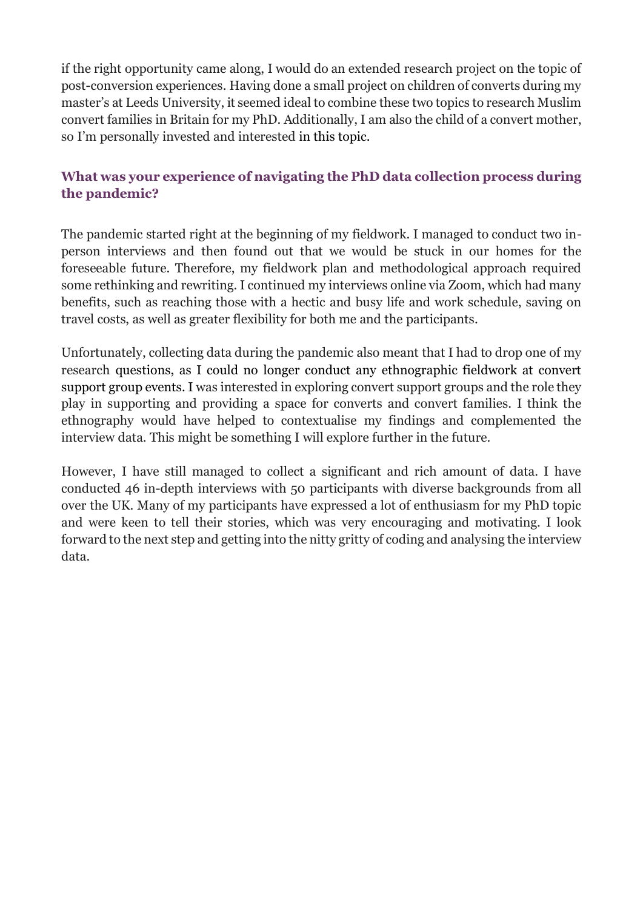if the right opportunity came along, I would do an extended research project on the topic of post-conversion experiences. Having done a small project on children of converts during my master's at Leeds University, it seemed ideal to combine these two topics to research Muslim convert families in Britain for my PhD. Additionally, I am also the child of a convert mother, so I'm personally invested and interested in this topic.

### What was your experience of navigating the PhD data collection process during the pandemic?

The pandemic started right at the beginning of my fieldwork. I managed to conduct two in-person interviews and then found out that we would be stuck in our homes for the foreseeable future. Therefore, my fieldwork plan and methodological approach required some rethinking and rewriting. I continued my interviews online via Zoom, which had many benefits, such as reaching those with a hectic and busy life and work schedule, saving on travel costs, as well as greater flexibility for both me and the participants.

Unfortunately, collecting data during the pandemic also meant that I had to drop one of my research questions, as I could no longer conduct any ethnographic fieldwork at convert support group events. I was interested in exploring convert support groups and the role they play in supporting and providing a space for converts and convert families. I think the ethnography would have helped to contextualise my findings and complemented the interview data. This might be something I will explore further in the future.

However, I have still managed to collect a significant and rich amount of data. I have conducted 46 in-depth interviews with 50 participants with diverse backgrounds from all over the UK. Many of my participants have expressed a lot of enthusiasm for my PhD topic and were keen to tell their stories, which was very encouraging and motivating. I look forward to the next step and getting into the nitty gritty of coding and analysing the interview data.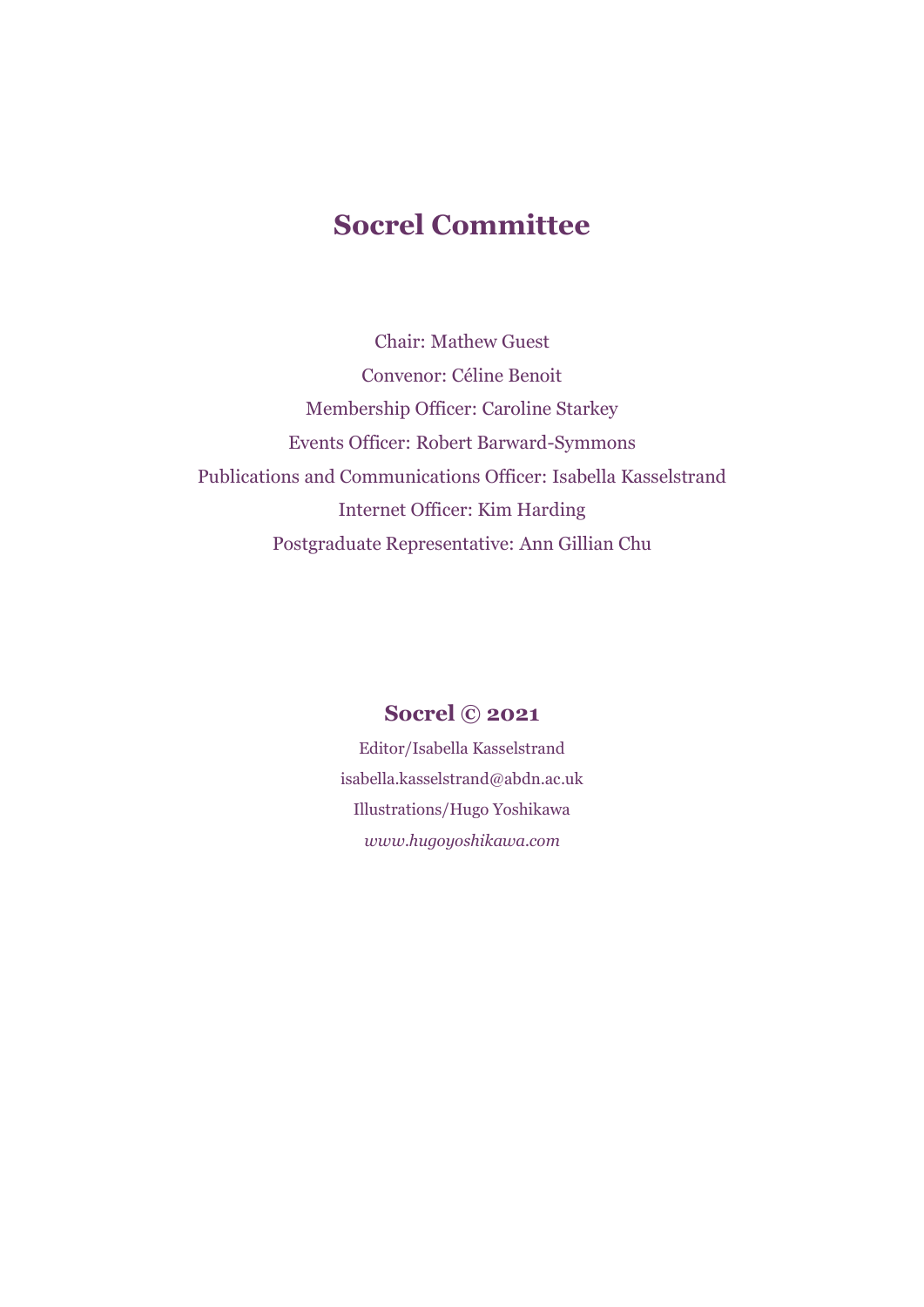# Socrel Committee

Chair: Mathew Guest

Convenor: Céline Benoit

Membership Officer: Caroline Starkey

Events Officer: Robert Barward-Symmons

Publications and Communications Officer: Isabella Kasselstrand

Internet Officer: Kim Harding

Postgraduate Representative: Ann Gillian Chu

## Socrel © 2021

Editor/Isabella Kasselstrand

isabella.kasselstrand@abdn.ac.uk

Illustrations/Hugo Yoshikawa

*www.hugoyoshikawa.com*